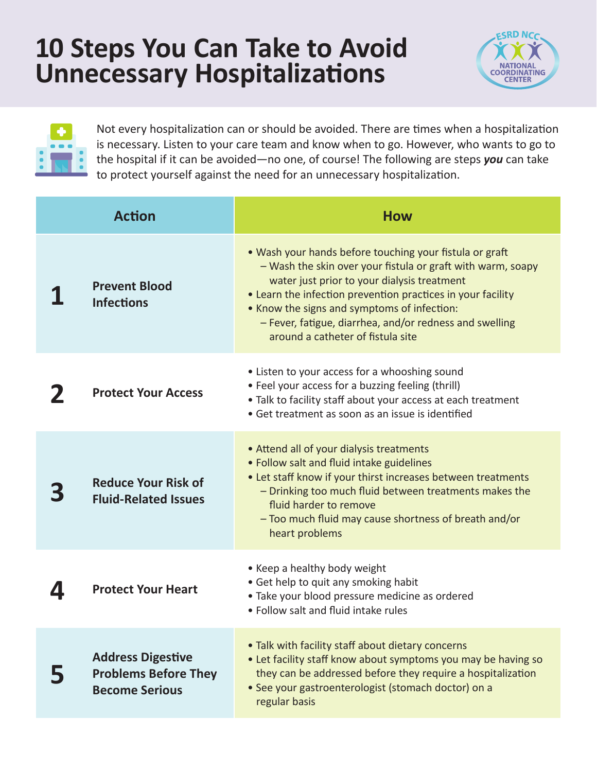# 10 Steps You Can Take to Avoid Unnecessary Hospitalizations

ESRD NCC NATIONAL COORDINATING CENTER

Not every hospitalization can or should be avoided. There are times when a hospitalization is necessary. Listen to your care team and know when to go. However, who wants to go to the hospital if it can be avoided—no one, of course! The following steps ***you*** can take to protect yourself against the need for an unnecessary hospitalization.

| | Action | How |
|---|---|---|
| **1** | **Prevent Blood Infections** | • Wash your hands before touching your fistula or graft<br>– Wash the skin over your fistula or graft with warm, soapy water just prior to your dialysis treatment<br>• Learn the infection prevention practices in your facility<br>• Know the signs and symptoms of infection:<br>– Fever, fatigue, diarrhea, and/or redness and swelling around a catheter of fistula site |
| **2** | **Protect Your Access** | • Listen to your access for a whooshing sound<br>• Feel your access for a buzzing feeling (thrill)<br>• Talk to facility staff about your access at each treatment<br>• Get treatment as soon as an issue is identified |
| **3** | **Reduce Your Risk of Fluid-Related Issues** | • Attend all of your dialysis treatments<br>• Follow salt and fluid intake guidelines<br>• Let staff know if your thirst increases between treatments<br>– Drinking too much fluid between treatments makes the fluid harder to remove<br>– Too much fluid may cause shortness of breath and/or heart problems |
| **4** | **Protect Your Heart** | • Keep a healthy body weight<br>• Get help to quit any smoking habit<br>• Take your blood pressure medicine as ordered<br>• Follow salt and fluid intake rules |
| **5** | **Address Digestive Problems Before They Become Serious** | • Talk with facility staff about dietary concerns<br>• Let facility staff know about symptoms you may be having so they can be addressed before they require a hospitalization<br>• See your gastroenterologist (stomach doctor) on a regular basis |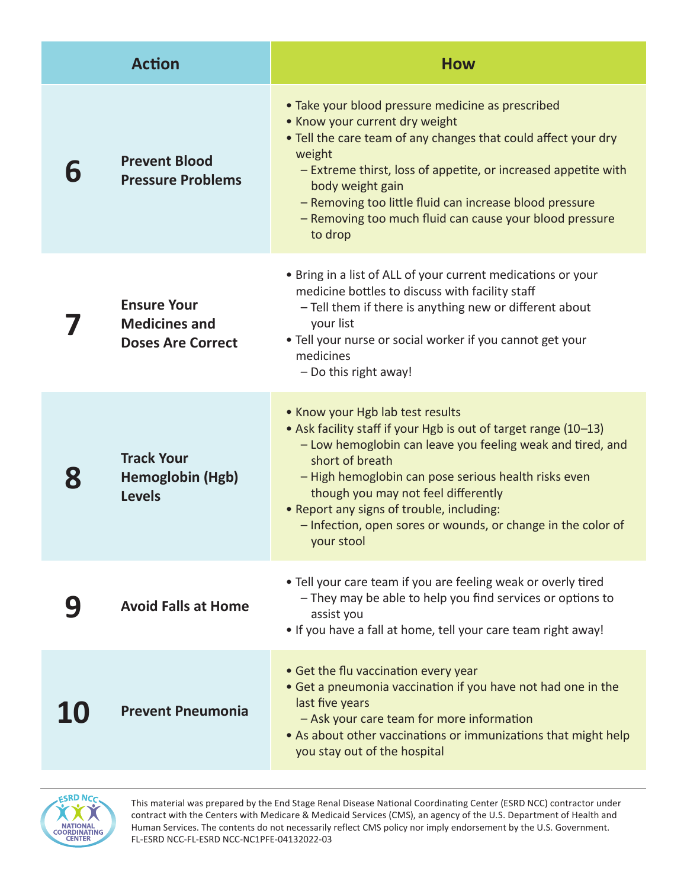| | Action | How |
|---|---|---|
| **6** | **Prevent Blood Pressure Problems** | • Take your blood pressure medicine as prescribed<br>• Know your current dry weight<br>• Tell the care team of any changes that could affect your dry weight<br>– Extreme thirst, loss of appetite, or increased appetite with body weight gain<br>– Removing too little fluid can increase blood pressure<br>– Removing too much fluid can cause your blood pressure to drop |
| **7** | **Ensure Your Medicines and Doses Are Correct** | • Bring in a list of ALL of your current medications or your medicine bottles to discuss with facility staff<br>– Tell them if there is anything new or different about your list<br>• Tell your nurse or social worker if you cannot get your medicines<br>– Do this right away! |
| **8** | **Track Your Hemoglobin (Hgb) Levels** | • Know your Hgb lab test results<br>• Ask facility staff if your Hgb is out of target range (10–13)<br>– Low hemoglobin can leave you feeling weak and tired, and short of breath<br>– High hemoglobin can pose serious health risks even though you may not feel differently<br>• Report any signs of trouble, including:<br>– Infection, open sores or wounds, or change in the color of your stool |
| **9** | **Avoid Falls at Home** | • Tell your care team if you are feeling weak or overly tired<br>– They may be able to help you find services or options to assist you<br>• If you have a fall at home, tell your care team right away! |
| **10** | **Prevent Pneumonia** | • Get the flu vaccination every year<br>• Get a pneumonia vaccination if you have not had one in the last five years<br>– Ask your care team for more information<br>• As about other vaccinations or immunizations that might help you stay out of the hospital |

ESRD NCC NATIONAL COORDINATING CENTER

This material was prepared by the End Stage Renal Disease National Coordinating Center (ESRD NCC) contractor under contract with the Centers with Medicare & Medicaid Services (CMS), an agency of the U.S. Department of Health and Human Services. The contents do not necessarily reflect CMS policy nor imply endorsement by the U.S. Government. FL-ESRD NCC-FL-ESRD NCC-NC1PFE-04132022-03